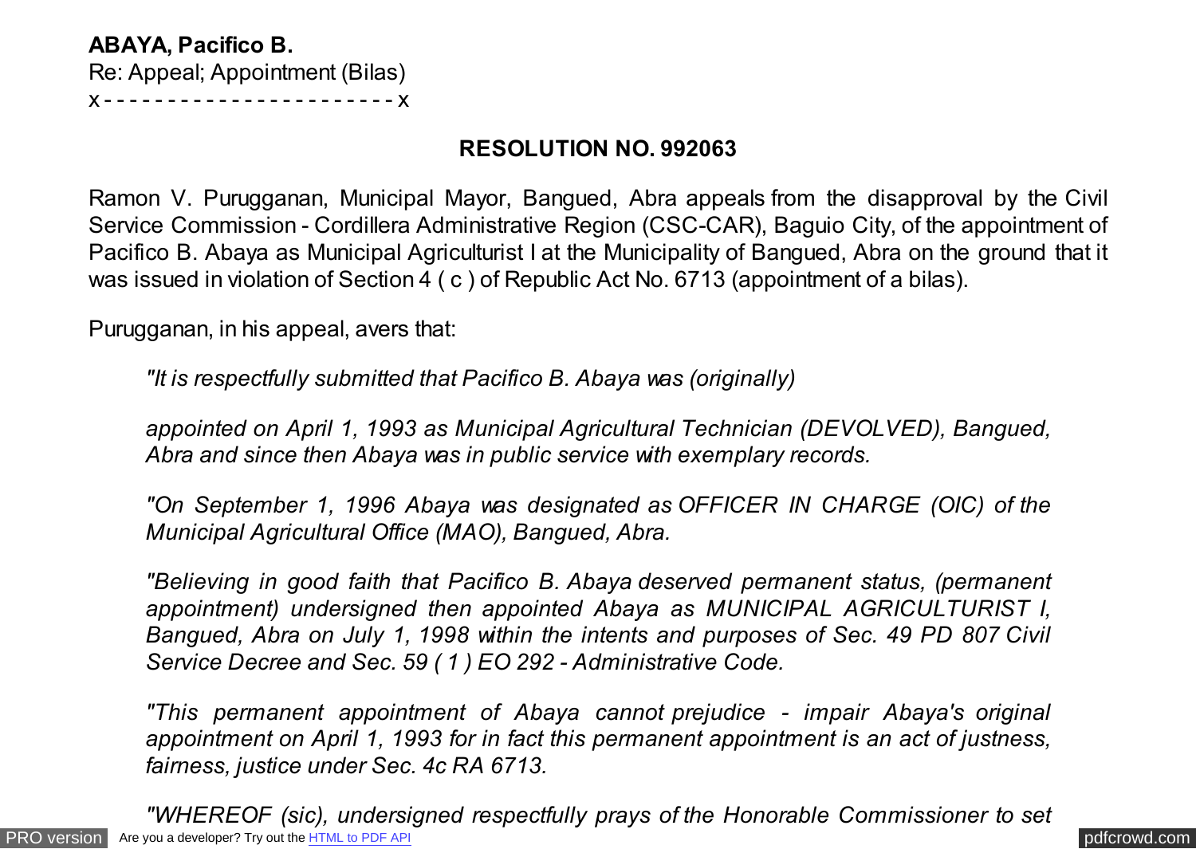**ABAYA, Pacifico B.**
Re: Appeal; Appointment (Bilas)
x - - - - - - - - - - - - - - - - - - - - - - - x

## RESOLUTION NO. 992063

Ramon V. Purugganan, Municipal Mayor, Bangued, Abra appeals from the disapproval by the Civil Service Commission - Cordillera Administrative Region (CSC-CAR), Baguio City, of the appointment of Pacifico B. Abaya as Municipal Agriculturist I at the Municipality of Bangued, Abra on the ground that it was issued in violation of Section 4 ( c ) of Republic Act No. 6713 (appointment of a bilas).

Purugganan, in his appeal, avers that:

> *"It is respectfully submitted that Pacifico B. Abaya was (originally)*
>
> *appointed on April 1, 1993 as Municipal Agricultural Technician (DEVOLVED), Bangued, Abra and since then Abaya was in public service with exemplary records.*
>
> *"On September 1, 1996 Abaya was designated as OFFICER IN CHARGE (OIC) of the Municipal Agricultural Office (MAO), Bangued, Abra.*
>
> *"Believing in good faith that Pacifico B. Abaya deserved permanent status, (permanent appointment) undersigned then appointed Abaya as MUNICIPAL AGRICULTURIST I, Bangued, Abra on July 1, 1998 within the intents and purposes of Sec. 49 PD 807 Civil Service Decree and Sec. 59 ( 1 ) EO 292 - Administrative Code.*
>
> *"This permanent appointment of Abaya cannot prejudice - impair Abaya's original appointment on April 1, 1993 for in fact this permanent appointment is an act of justness, fairness, justice under Sec. 4c RA 6713.*
>
> *"WHEREOF (sic), undersigned respectfully prays of the Honorable Commissioner to set*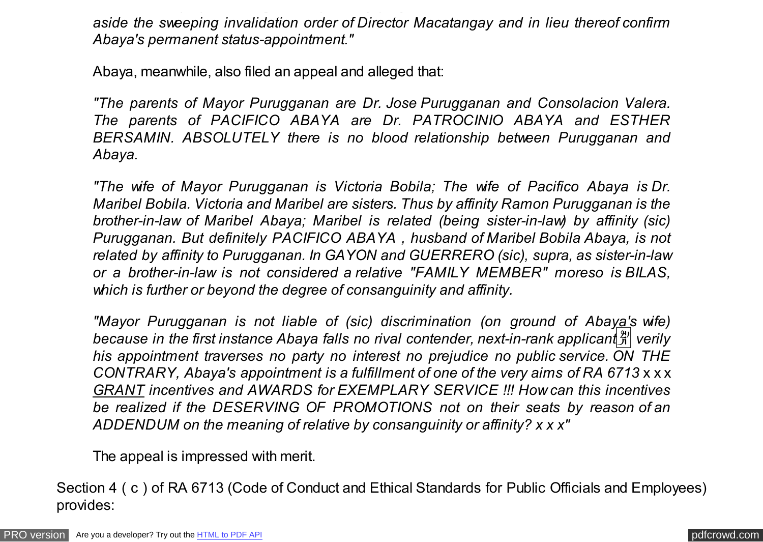*aside the sweeping invalidation order of Director Macatangay and in lieu thereof confirm Abaya's permanent status-appointment."*

Abaya, meanwhile, also filed an appeal and alleged that:

*"The parents of Mayor Purugganan are Dr. Jose Purugganan and Consolacion Valera. The parents of PACIFICO ABAYA are Dr. PATROCINIO ABAYA and ESTHER BERSAMIN. ABSOLUTELY there is no blood relationship between Purugganan and Abaya.*

*"The wife of Mayor Purugganan is Victoria Bobila; The wife of Pacifico Abaya is Dr. Maribel Bobila. Victoria and Maribel are sisters. Thus by affinity Ramon Purugganan is the brother-in-law of Maribel Abaya; Maribel is related (being sister-in-law) by affinity (sic) Purugganan. But definitely PACIFICO ABAYA , husband of Maribel Bobila Abaya, is not related by affinity to Purugganan. In GAYON and GUERRERO (sic), supra, as sister-in-law or a brother-in-law is not considered a relative "FAMILY MEMBER" moreso is BILAS, which is further or beyond the degree of consanguinity and affinity.*

*"Mayor Purugganan is not liable of (sic) discrimination (on ground of Abaya's wife) because in the first instance Abaya falls no rival contender, next-in-rank applicant, verily his appointment traverses no party no interest no prejudice no public service. ON THE CONTRARY, Abaya's appointment is a fulfillment of one of the very aims of RA 6713* x x x *GRANT incentives and AWARDS for EXEMPLARY SERVICE !!! How can this incentives be realized if the DESERVING OF PROMOTIONS not on their seats by reason of an ADDENDUM on the meaning of relative by consanguinity or affinity? x x x"*

The appeal is impressed with merit.

Section 4 ( c ) of RA 6713 (Code of Conduct and Ethical Standards for Public Officials and Employees) provides: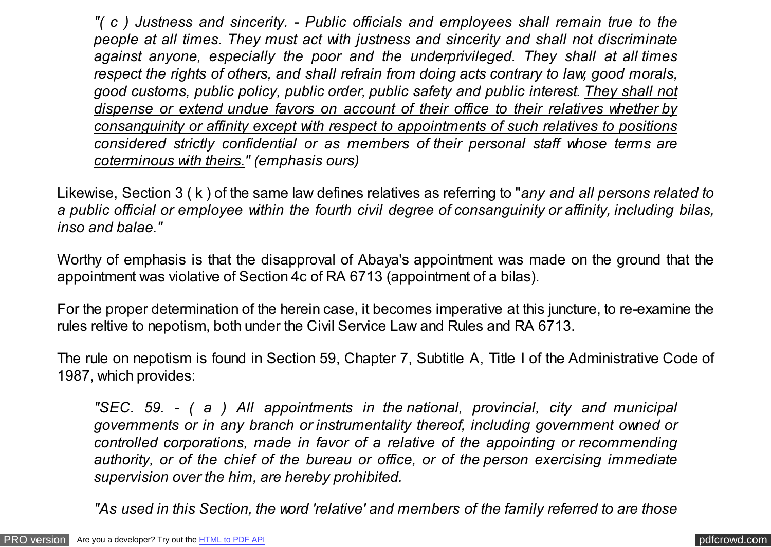> *"( c ) Justness and sincerity. - Public officials and employees shall remain true to the people at all times. They must act with justness and sincerity and shall not discriminate against anyone, especially the poor and the underprivileged. They shall at all times respect the rights of others, and shall refrain from doing acts contrary to law, good morals, good customs, public policy, public order, public safety and public interest. <u>They shall not dispense or extend undue favors on account of their office to their relatives whether by consanguinity or affinity except with respect to appointments of such relatives to positions considered strictly confidential or as members of their personal staff whose terms are coterminous with theirs.</u>" (emphasis ours)*

Likewise, Section 3 ( k ) of the same law defines relatives as referring to "*any and all persons related to a public official or employee within the fourth civil degree of consanguinity or affinity, including bilas, inso and balae.*"

Worthy of emphasis is that the disapproval of Abaya's appointment was made on the ground that the appointment was violative of Section 4c of RA 6713 (appointment of a bilas).

For the proper determination of the herein case, it becomes imperative at this juncture, to re-examine the rules reltive to nepotism, both under the Civil Service Law and Rules and RA 6713.

The rule on nepotism is found in Section 59, Chapter 7, Subtitle A, Title I of the Administrative Code of 1987, which provides:

> *"SEC. 59. - ( a ) All appointments in the national, provincial, city and municipal governments or in any branch or instrumentality thereof, including government owned or controlled corporations, made in favor of a relative of the appointing or recommending authority, or of the chief of the bureau or office, or of the person exercising immediate supervision over the him, are hereby prohibited.*
>
> *"As used in this Section, the word 'relative' and members of the family referred to are those*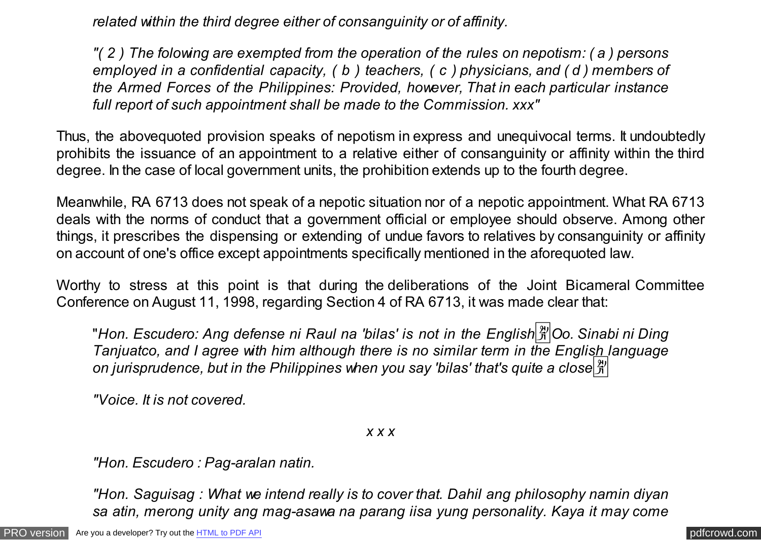*related within the third degree either of consanguinity or of affinity.*

> *"( 2 ) The folowing are exempted from the operation of the rules on nepotism: ( a ) persons employed in a confidential capacity, ( b ) teachers, ( c ) physicians, and ( d ) members of the Armed Forces of the Philippines: Provided, however, That in each particular instance full report of such appointment shall be made to the Commission. xxx"*

Thus, the abovequoted provision speaks of nepotism in express and unequivocal terms. It undoubtedly prohibits the issuance of an appointment to a relative either of consanguinity or affinity within the third degree. In the case of local government units, the prohibition extends up to the fourth degree.

Meanwhile, RA 6713 does not speak of a nepotic situation nor of a nepotic appointment. What RA 6713 deals with the norms of conduct that a government official or employee should observe. Among other things, it prescribes the dispensing or extending of undue favors to relatives by consanguinity or affinity on account of one's office except appointments specifically mentioned in the aforequoted law.

Worthy to stress at this point is that during the deliberations of the Joint Bicameral Committee Conference on August 11, 1998, regarding Section 4 of RA 6713, it was made clear that:

> "*Hon. Escudero: Ang defense ni Raul na 'bilas' is not in the English Oo. Sinabi ni Ding Tanjuatco, and I agree with him although there is no similar term in the English language on jurisprudence, but in the Philippines when you say 'bilas' that's quite a close*
>
> *"Voice. It is not covered.*
>
> *x x x*
>
> *"Hon. Escudero : Pag-aralan natin.*
>
> *"Hon. Saguisag : What we intend really is to cover that. Dahil ang philosophy namin diyan sa atin, merong unity ang mag-asawa na parang iisa yung personality. Kaya it may come*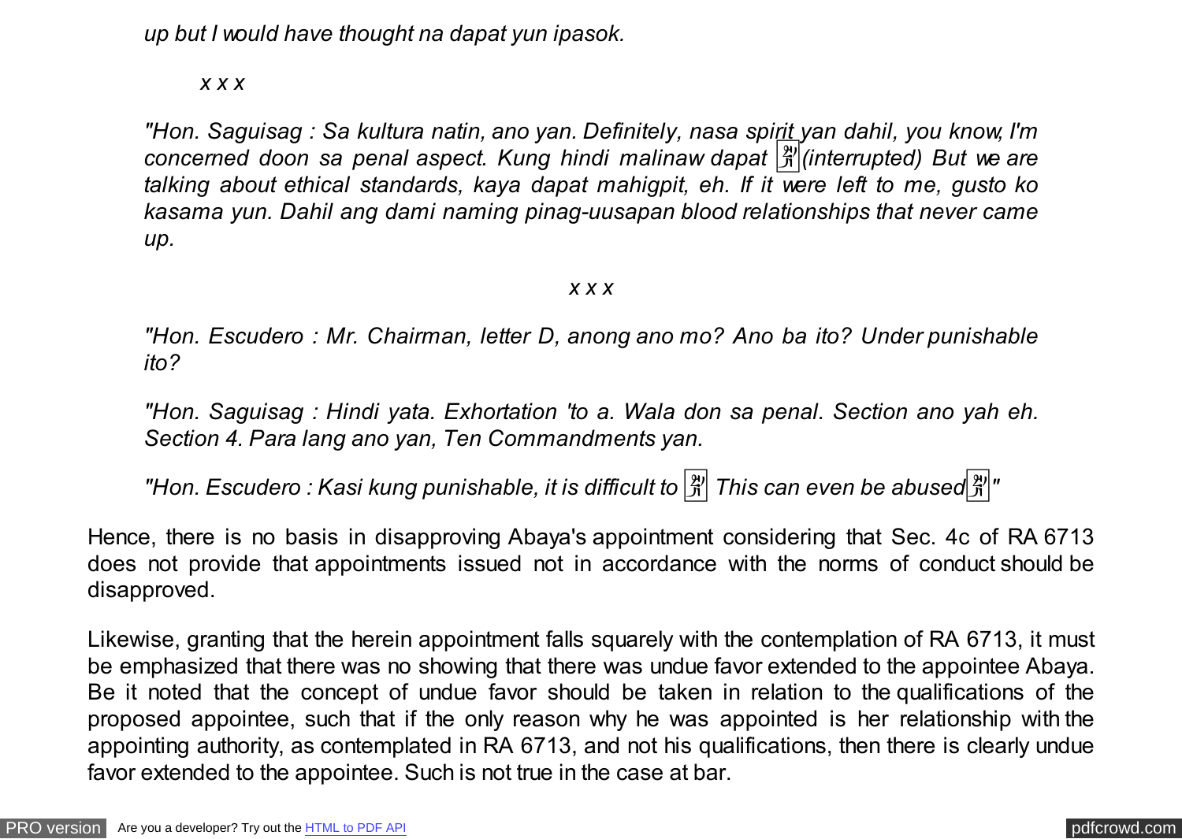*up but I would have thought na dapat yun ipasok.*

*x x x*

*"Hon. Saguisag : Sa kultura natin, ano yan. Definitely, nasa spirit yan dahil, you know, I'm concerned doon sa penal aspect. Kung hindi malinaw dapat  (interrupted) But we are talking about ethical standards, kaya dapat mahigpit, eh. If it were left to me, gusto ko kasama yun. Dahil ang dami naming pinag-uusapan blood relationships that never came up.*

*x x x*

*"Hon. Escudero : Mr. Chairman, letter D, anong ano mo? Ano ba ito? Under punishable ito?*

*"Hon. Saguisag : Hindi yata. Exhortation 'to a. Wala don sa penal. Section ano yah eh. Section 4. Para lang ano yan, Ten Commandments yan.*

*"Hon. Escudero : Kasi kung punishable, it is difficult to  This can even be abused"*

Hence, there is no basis in disapproving Abaya's appointment considering that Sec. 4c of RA 6713 does not provide that appointments issued not in accordance with the norms of conduct should be disapproved.

Likewise, granting that the herein appointment falls squarely with the contemplation of RA 6713, it must be emphasized that there was no showing that there was undue favor extended to the appointee Abaya. Be it noted that the concept of undue favor should be taken in relation to the qualifications of the proposed appointee, such that if the only reason why he was appointed is her relationship with the appointing authority, as contemplated in RA 6713, and not his qualifications, then there is clearly undue favor extended to the appointee. Such is not true in the case at bar.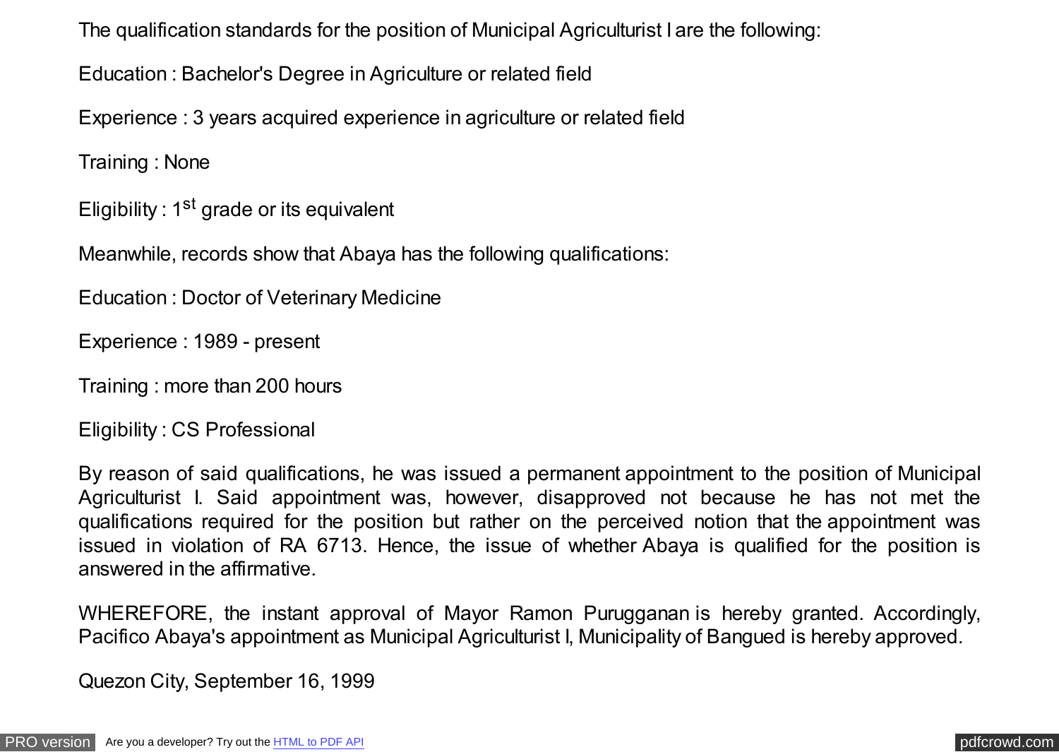The qualification standards for the position of Municipal Agriculturist I are the following:

Education : Bachelor's Degree in Agriculture or related field

Experience : 3 years acquired experience in agriculture or related field

Training : None

Eligibility : 1st grade or its equivalent

Meanwhile, records show that Abaya has the following qualifications:

Education : Doctor of Veterinary Medicine

Experience : 1989 - present

Training : more than 200 hours

Eligibility : CS Professional

By reason of said qualifications, he was issued a permanent appointment to the position of Municipal Agriculturist I. Said appointment was, however, disapproved not because he has not met the qualifications required for the position but rather on the perceived notion that the appointment was issued in violation of RA 6713. Hence, the issue of whether Abaya is qualified for the position is answered in the affirmative.

WHEREFORE, the instant approval of Mayor Ramon Purugganan is hereby granted. Accordingly, Pacifico Abaya's appointment as Municipal Agriculturist I, Municipality of Bangued is hereby approved.

Quezon City, September 16, 1999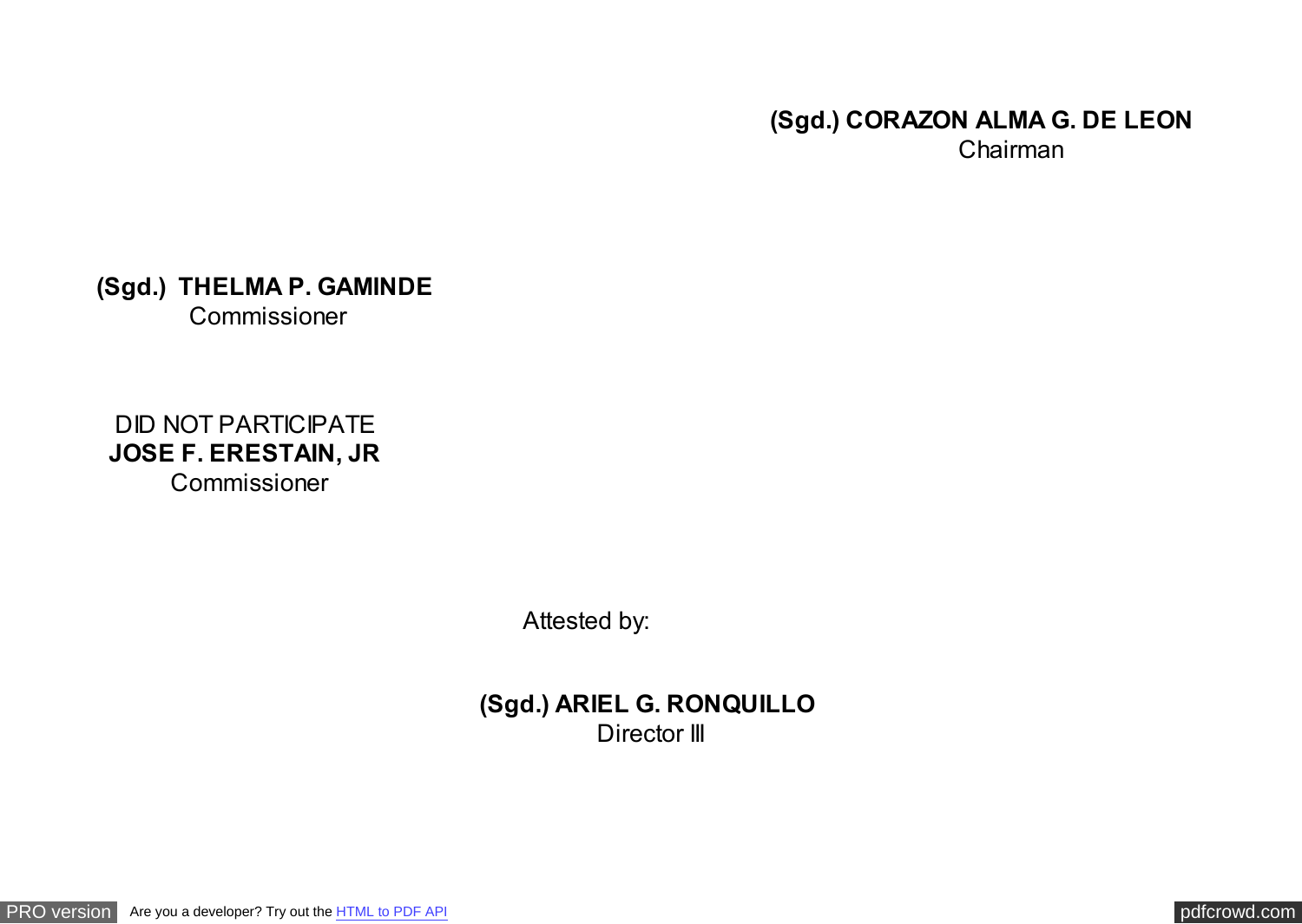**(Sgd.) CORAZON ALMA G. DE LEON**
Chairman

**(Sgd.) THELMA P. GAMINDE**
Commissioner

DID NOT PARTICIPATE
**JOSE F. ERESTAIN, JR**
Commissioner

Attested by:

**(Sgd.) ARIEL G. RONQUILLO**
Director III